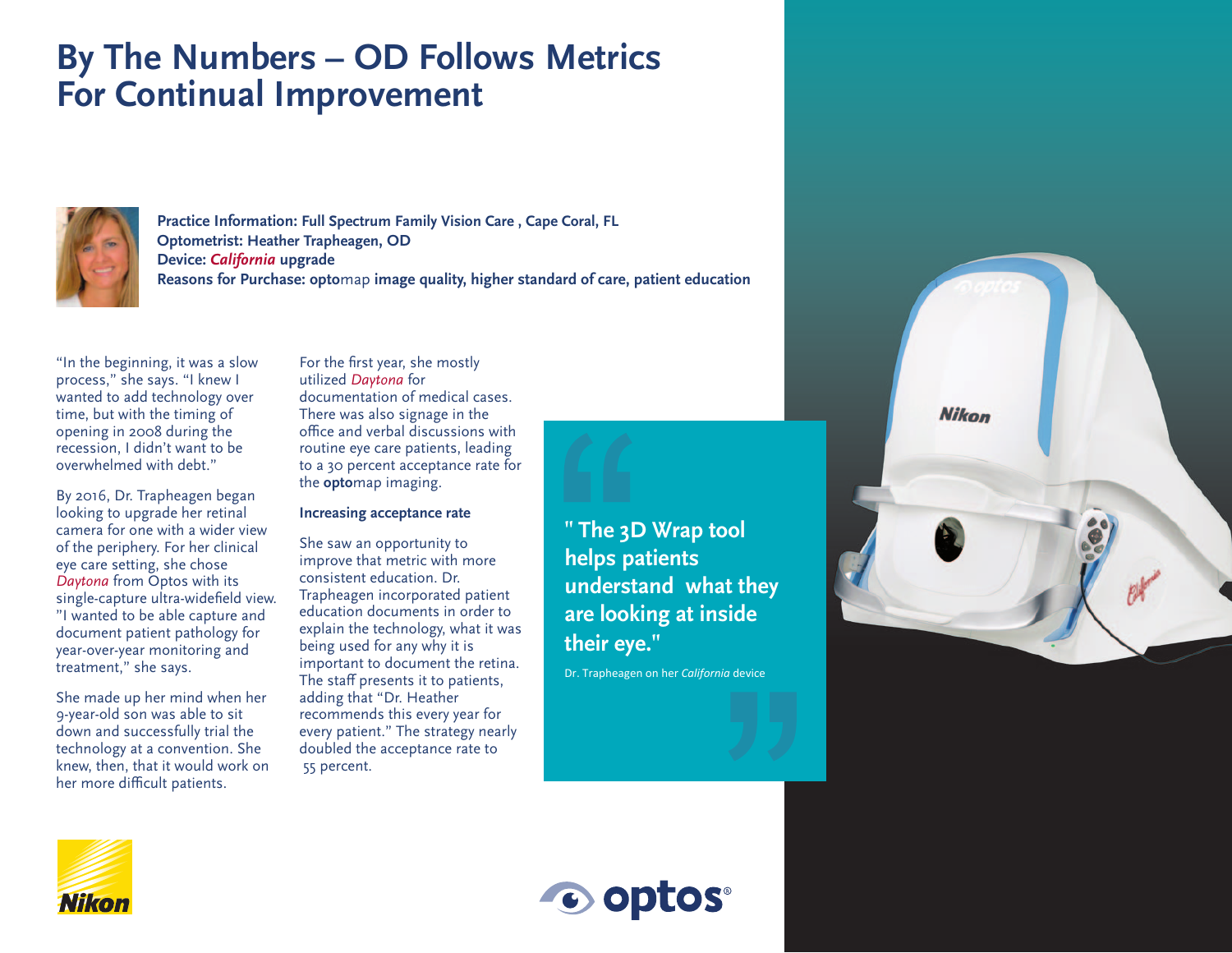# By The Numbers – OD Follows Metrics For Continual Improvement

**Practice Information: Full Spectrum Family Vision Care , Cape Coral, FL**
**Optometrist: Heather Trapheagen, OD**
**Device: *California* upgrade**
**Reasons for Purchase: opto**map **image quality, higher standard of care, patient education**

"In the beginning, it was a slow process," she says. "I knew I wanted to add technology over time, but with the timing of opening in 2008 during the recession, I didn't want to be overwhelmed with debt."

By 2016, Dr. Trapheagen began looking to upgrade her retinal camera for one with a wider view of the periphery. For her clinical eye care setting, she chose *Daytona* from Optos with its single-capture ultra-widefield view. "I wanted to be able capture and document patient pathology for year-over-year monitoring and treatment," she says.

She made up her mind when her 9-year-old son was able to sit down and successfully trial the technology at a convention. She knew, then, that it would work on her more difficult patients.

For the first year, she mostly utilized *Daytona* for documentation of medical cases. There was also signage in the office and verbal discussions with routine eye care patients, leading to a 30 percent acceptance rate for the **opto**map imaging.

**Increasing acceptance rate**

She saw an opportunity to improve that metric with more consistent education. Dr. Trapheagen incorporated patient education documents in order to explain the technology, what it was being used for any why it is important to document the retina. The staff presents it to patients, adding that "Dr. Heather recommends this every year for every patient." The strategy nearly doubled the acceptance rate to 55 percent.

> **" The 3D Wrap tool helps patients understand what they are looking at inside their eye."**
>
> Dr. Trapheagen on her *California* device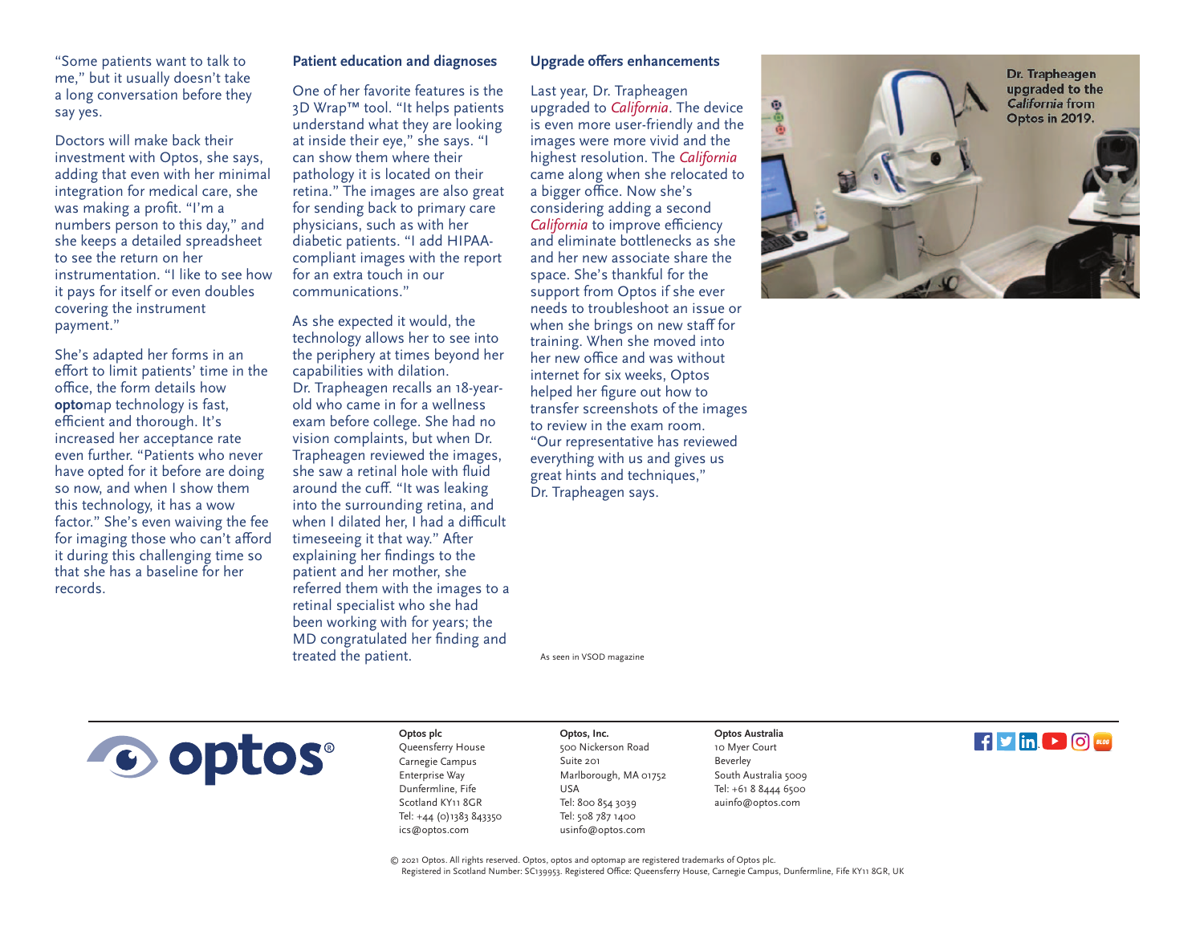"Some patients want to talk to me," but it usually doesn't take a long conversation before they say yes.

Doctors will make back their investment with Optos, she says, adding that even with her minimal integration for medical care, she was making a profit. "I'm a numbers person to this day," and she keeps a detailed spreadsheet to see the return on her instrumentation. "I like to see how it pays for itself or even doubles covering the instrument payment."

She's adapted her forms in an effort to limit patients' time in the office, the form details how **opto**map technology is fast, efficient and thorough. It's increased her acceptance rate even further. "Patients who never have opted for it before are doing so now, and when I show them this technology, it has a wow factor." She's even waiving the fee for imaging those who can't afford it during this challenging time so that she has a baseline for her records.

### Patient education and diagnoses

One of her favorite features is the 3D Wrap™ tool. "It helps patients understand what they are looking at inside their eye," she says. "I can show them where their pathology it is located on their retina." The images are also great for sending back to primary care physicians, such as with her diabetic patients. "I add HIPAA-compliant images with the report for an extra touch in our communications."

As she expected it would, the technology allows her to see into the periphery at times beyond her capabilities with dilation. Dr. Trapheagen recalls an 18-year-old who came in for a wellness exam before college. She had no vision complaints, but when Dr. Trapheagen reviewed the images, she saw a retinal hole with fluid around the cuff. "It was leaking into the surrounding retina, and when I dilated her, I had a difficult timeseeing it that way." After explaining her findings to the patient and her mother, she referred them with the images to a retinal specialist who she had been working with for years; the MD congratulated her finding and treated the patient.

### Upgrade offers enhancements

Last year, Dr. Trapheagen upgraded to *California*. The device is even more user-friendly and the images were more vivid and the highest resolution. The *California* came along when she relocated to a bigger office. Now she's considering adding a second *California* to improve efficiency and eliminate bottlenecks as she and her new associate share the space. She's thankful for the support from Optos if she ever needs to troubleshoot an issue or when she brings on new staff for training. When she moved into her new office and was without internet for six weeks, Optos helped her figure out how to transfer screenshots of the images to review in the exam room. "Our representative has reviewed everything with us and gives us great hints and techniques," Dr. Trapheagen says.

Dr. Trapheagen upgraded to the *California* from Optos in 2019.

As seen in VSOD magazine

optos®

**Optos plc**
Queensferry House
Carnegie Campus
Enterprise Way
Dunfermline, Fife
Scotland KY11 8GR
Tel: +44 (0)1383 843350
ics@optos.com

**Optos, Inc.**
500 Nickerson Road
Suite 201
Marlborough, MA 01752
USA
Tel: 800 854 3039
Tel: 508 787 1400
usinfo@optos.com

**Optos Australia**
10 Myer Court
Beverley
South Australia 5009
Tel: +61 8 8444 6500
auinfo@optos.com

© 2021 Optos. All rights reserved. Optos, optos and optomap are registered trademarks of Optos plc.
Registered in Scotland Number: SC139953. Registered Office: Queensferry House, Carnegie Campus, Dunfermline, Fife KY11 8GR, UK